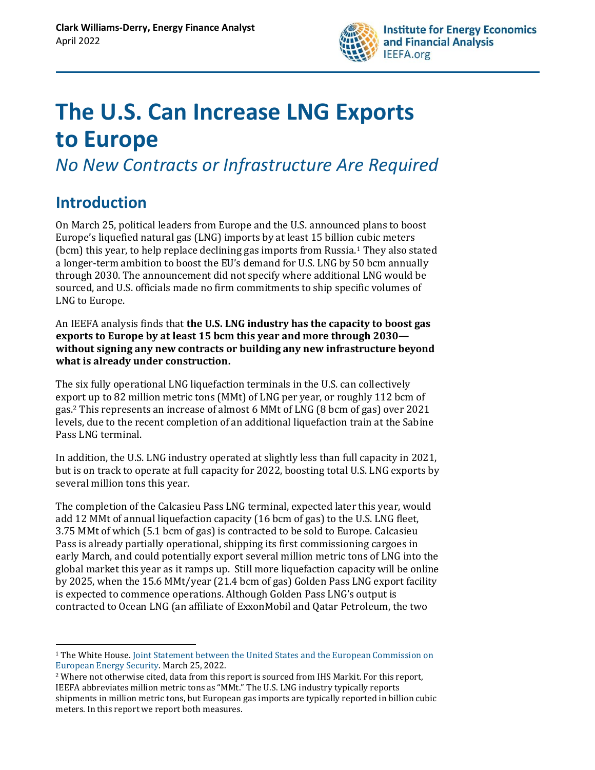Clark Williams-Derry, Energy Finance Analyst
April 2022

Institute for Energy Economics and Financial Analysis
IEEFA.org

# The U.S. Can Increase LNG Exports to Europe

*No New Contracts or Infrastructure Are Required*

## Introduction

On March 25, political leaders from Europe and the U.S. announced plans to boost Europe's liquefied natural gas (LNG) imports by at least 15 billion cubic meters (bcm) this year, to help replace declining gas imports from Russia.[1] They also stated a longer-term ambition to boost the EU's demand for U.S. LNG by 50 bcm annually through 2030. The announcement did not specify where additional LNG would be sourced, and U.S. officials made no firm commitments to ship specific volumes of LNG to Europe.

An IEEFA analysis finds that **the U.S. LNG industry has the capacity to boost gas exports to Europe by at least 15 bcm this year and more through 2030—without signing any new contracts or building any new infrastructure beyond what is already under construction.**

The six fully operational LNG liquefaction terminals in the U.S. can collectively export up to 82 million metric tons (MMt) of LNG per year, or roughly 112 bcm of gas.[2] This represents an increase of almost 6 MMt of LNG (8 bcm of gas) over 2021 levels, due to the recent completion of an additional liquefaction train at the Sabine Pass LNG terminal.

In addition, the U.S. LNG industry operated at slightly less than full capacity in 2021, but is on track to operate at full capacity for 2022, boosting total U.S. LNG exports by several million tons this year.

The completion of the Calcasieu Pass LNG terminal, expected later this year, would add 12 MMt of annual liquefaction capacity (16 bcm of gas) to the U.S. LNG fleet, 3.75 MMt of which (5.1 bcm of gas) is contracted to be sold to Europe. Calcasieu Pass is already partially operational, shipping its first commissioning cargoes in early March, and could potentially export several million metric tons of LNG into the global market this year as it ramps up. Still more liquefaction capacity will be online by 2025, when the 15.6 MMt/year (21.4 bcm of gas) Golden Pass LNG export facility is expected to commence operations. Although Golden Pass LNG's output is contracted to Ocean LNG (an affiliate of ExxonMobil and Qatar Petroleum, the two

---

[1] The White House. Joint Statement between the United States and the European Commission on European Energy Security. March 25, 2022.

[2] Where not otherwise cited, data from this report is sourced from IHS Markit. For this report, IEEFA abbreviates million metric tons as "MMt." The U.S. LNG industry typically reports shipments in million metric tons, but European gas imports are typically reported in billion cubic meters. In this report we report both measures.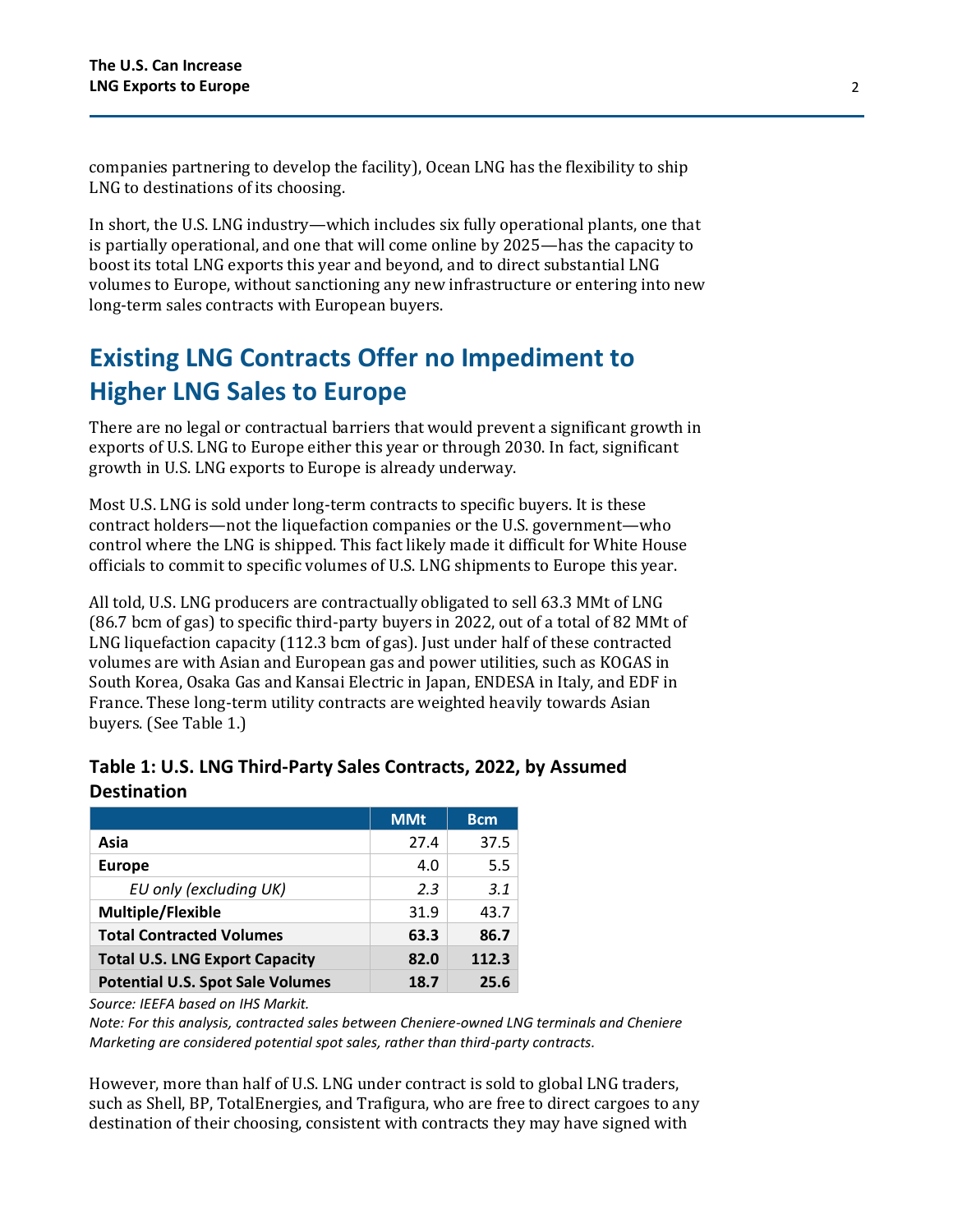companies partnering to develop the facility), Ocean LNG has the flexibility to ship LNG to destinations of its choosing.

In short, the U.S. LNG industry—which includes six fully operational plants, one that is partially operational, and one that will come online by 2025—has the capacity to boost its total LNG exports this year and beyond, and to direct substantial LNG volumes to Europe, without sanctioning any new infrastructure or entering into new long-term sales contracts with European buyers.

## Existing LNG Contracts Offer no Impediment to Higher LNG Sales to Europe

There are no legal or contractual barriers that would prevent a significant growth in exports of U.S. LNG to Europe either this year or through 2030. In fact, significant growth in U.S. LNG exports to Europe is already underway.

Most U.S. LNG is sold under long-term contracts to specific buyers. It is these contract holders—not the liquefaction companies or the U.S. government—who control where the LNG is shipped. This fact likely made it difficult for White House officials to commit to specific volumes of U.S. LNG shipments to Europe this year.

All told, U.S. LNG producers are contractually obligated to sell 63.3 MMt of LNG (86.7 bcm of gas) to specific third-party buyers in 2022, out of a total of 82 MMt of LNG liquefaction capacity (112.3 bcm of gas). Just under half of these contracted volumes are with Asian and European gas and power utilities, such as KOGAS in South Korea, Osaka Gas and Kansai Electric in Japan, ENDESA in Italy, and EDF in France. These long-term utility contracts are weighted heavily towards Asian buyers. (See Table 1.)

### Table 1: U.S. LNG Third-Party Sales Contracts, 2022, by Assumed Destination

| | MMt | Bcm |
|---|---|---|
| **Asia** | 27.4 | 37.5 |
| **Europe** | 4.0 | 5.5 |
| *EU only (excluding UK)* | *2.3* | *3.1* |
| **Multiple/Flexible** | 31.9 | 43.7 |
| **Total Contracted Volumes** | **63.3** | **86.7** |
| **Total U.S. LNG Export Capacity** | **82.0** | **112.3** |
| **Potential U.S. Spot Sale Volumes** | **18.7** | **25.6** |

*Source: IEEFA based on IHS Markit.*
*Note: For this analysis, contracted sales between Cheniere-owned LNG terminals and Cheniere Marketing are considered potential spot sales, rather than third-party contracts.*

However, more than half of U.S. LNG under contract is sold to global LNG traders, such as Shell, BP, TotalEnergies, and Trafigura, who are free to direct cargoes to any destination of their choosing, consistent with contracts they may have signed with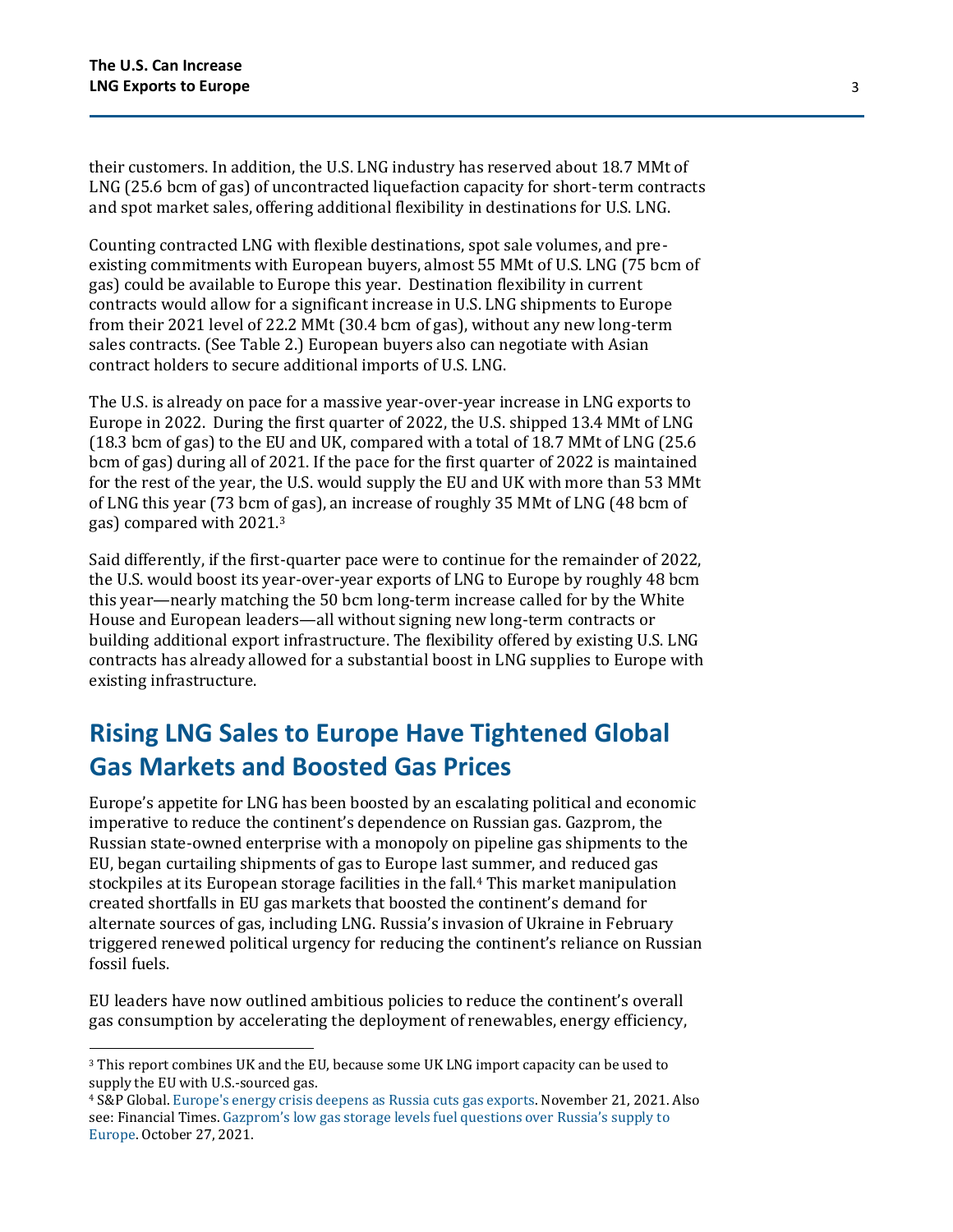their customers. In addition, the U.S. LNG industry has reserved about 18.7 MMt of LNG (25.6 bcm of gas) of uncontracted liquefaction capacity for short-term contracts and spot market sales, offering additional flexibility in destinations for U.S. LNG.

Counting contracted LNG with flexible destinations, spot sale volumes, and pre-existing commitments with European buyers, almost 55 MMt of U.S. LNG (75 bcm of gas) could be available to Europe this year. Destination flexibility in current contracts would allow for a significant increase in U.S. LNG shipments to Europe from their 2021 level of 22.2 MMt (30.4 bcm of gas), without any new long-term sales contracts. (See Table 2.) European buyers also can negotiate with Asian contract holders to secure additional imports of U.S. LNG.

The U.S. is already on pace for a massive year-over-year increase in LNG exports to Europe in 2022. During the first quarter of 2022, the U.S. shipped 13.4 MMt of LNG (18.3 bcm of gas) to the EU and UK, compared with a total of 18.7 MMt of LNG (25.6 bcm of gas) during all of 2021. If the pace for the first quarter of 2022 is maintained for the rest of the year, the U.S. would supply the EU and UK with more than 53 MMt of LNG this year (73 bcm of gas), an increase of roughly 35 MMt of LNG (48 bcm of gas) compared with 2021.[3]

Said differently, if the first-quarter pace were to continue for the remainder of 2022, the U.S. would boost its year-over-year exports of LNG to Europe by roughly 48 bcm this year—nearly matching the 50 bcm long-term increase called for by the White House and European leaders—all without signing new long-term contracts or building additional export infrastructure. The flexibility offered by existing U.S. LNG contracts has already allowed for a substantial boost in LNG supplies to Europe with existing infrastructure.

## Rising LNG Sales to Europe Have Tightened Global Gas Markets and Boosted Gas Prices

Europe's appetite for LNG has been boosted by an escalating political and economic imperative to reduce the continent's dependence on Russian gas. Gazprom, the Russian state-owned enterprise with a monopoly on pipeline gas shipments to the EU, began curtailing shipments of gas to Europe last summer, and reduced gas stockpiles at its European storage facilities in the fall.[4] This market manipulation created shortfalls in EU gas markets that boosted the continent's demand for alternate sources of gas, including LNG. Russia's invasion of Ukraine in February triggered renewed political urgency for reducing the continent's reliance on Russian fossil fuels.

EU leaders have now outlined ambitious policies to reduce the continent's overall gas consumption by accelerating the deployment of renewables, energy efficiency,

---

[3] This report combines UK and the EU, because some UK LNG import capacity can be used to supply the EU with U.S.-sourced gas.

[4] S&P Global. Europe's energy crisis deepens as Russia cuts gas exports. November 21, 2021. Also see: Financial Times. Gazprom's low gas storage levels fuel questions over Russia's supply to Europe. October 27, 2021.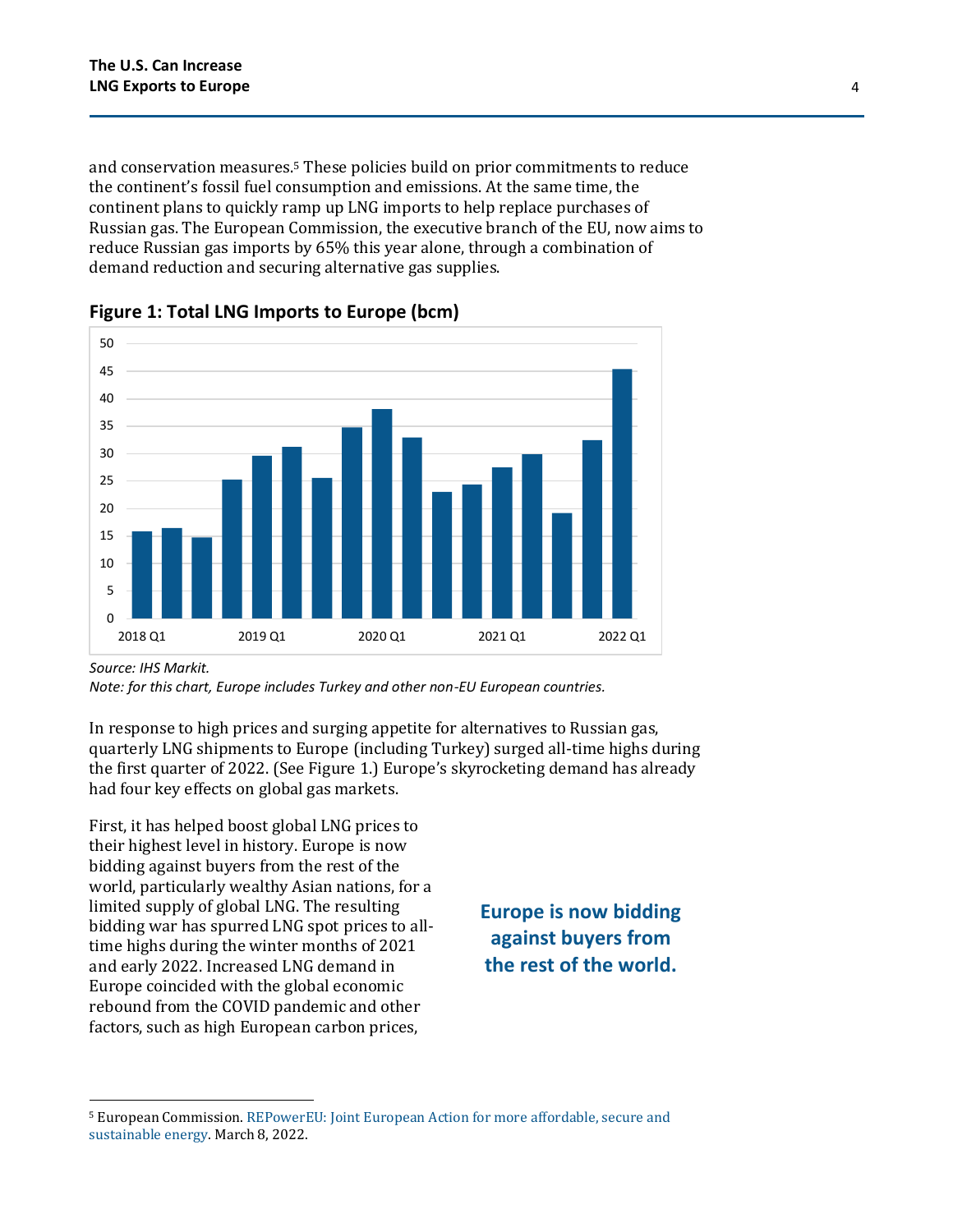and conservation measures.[5] These policies build on prior commitments to reduce the continent's fossil fuel consumption and emissions. At the same time, the continent plans to quickly ramp up LNG imports to help replace purchases of Russian gas. The European Commission, the executive branch of the EU, now aims to reduce Russian gas imports by 65% this year alone, through a combination of demand reduction and securing alternative gas supplies.

**Figure 1: Total LNG Imports to Europe (bcm)**

*Source: IHS Markit.*
*Note: for this chart, Europe includes Turkey and other non-EU European countries.*

In response to high prices and surging appetite for alternatives to Russian gas, quarterly LNG shipments to Europe (including Turkey) surged all-time highs during the first quarter of 2022. (See Figure 1.) Europe's skyrocketing demand has already had four key effects on global gas markets.

First, it has helped boost global LNG prices to their highest level in history. Europe is now bidding against buyers from the rest of the world, particularly wealthy Asian nations, for a limited supply of global LNG. The resulting bidding war has spurred LNG spot prices to all-time highs during the winter months of 2021 and early 2022. Increased LNG demand in Europe coincided with the global economic rebound from the COVID pandemic and other factors, such as high European carbon prices,

**Europe is now bidding against buyers from the rest of the world.**

[5] European Commission. REPowerEU: Joint European Action for more affordable, secure and sustainable energy. March 8, 2022.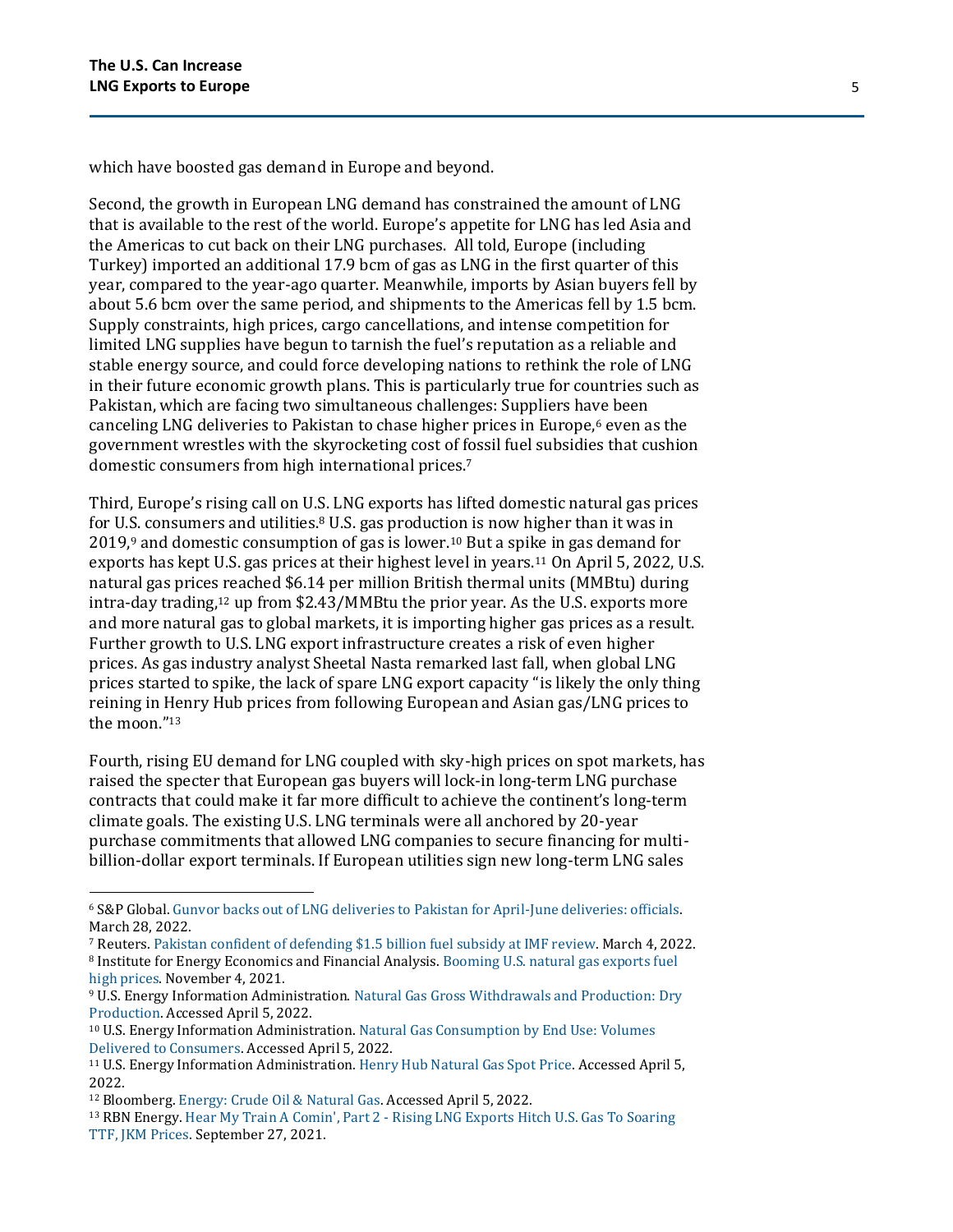which have boosted gas demand in Europe and beyond.

Second, the growth in European LNG demand has constrained the amount of LNG that is available to the rest of the world. Europe's appetite for LNG has led Asia and the Americas to cut back on their LNG purchases. All told, Europe (including Turkey) imported an additional 17.9 bcm of gas as LNG in the first quarter of this year, compared to the year-ago quarter. Meanwhile, imports by Asian buyers fell by about 5.6 bcm over the same period, and shipments to the Americas fell by 1.5 bcm. Supply constraints, high prices, cargo cancellations, and intense competition for limited LNG supplies have begun to tarnish the fuel's reputation as a reliable and stable energy source, and could force developing nations to rethink the role of LNG in their future economic growth plans. This is particularly true for countries such as Pakistan, which are facing two simultaneous challenges: Suppliers have been canceling LNG deliveries to Pakistan to chase higher prices in Europe,[6] even as the government wrestles with the skyrocketing cost of fossil fuel subsidies that cushion domestic consumers from high international prices.[7]

Third, Europe's rising call on U.S. LNG exports has lifted domestic natural gas prices for U.S. consumers and utilities.[8] U.S. gas production is now higher than it was in 2019,[9] and domestic consumption of gas is lower.[10] But a spike in gas demand for exports has kept U.S. gas prices at their highest level in years.[11] On April 5, 2022, U.S. natural gas prices reached $6.14 per million British thermal units (MMBtu) during intra-day trading,[12] up from $2.43/MMBtu the prior year. As the U.S. exports more and more natural gas to global markets, it is importing higher gas prices as a result. Further growth to U.S. LNG export infrastructure creates a risk of even higher prices. As gas industry analyst Sheetal Nasta remarked last fall, when global LNG prices started to spike, the lack of spare LNG export capacity "is likely the only thing reining in Henry Hub prices from following European and Asian gas/LNG prices to the moon."[13]

Fourth, rising EU demand for LNG coupled with sky-high prices on spot markets, has raised the specter that European gas buyers will lock-in long-term LNG purchase contracts that could make it far more difficult to achieve the continent's long-term climate goals. The existing U.S. LNG terminals were all anchored by 20-year purchase commitments that allowed LNG companies to secure financing for multi-billion-dollar export terminals. If European utilities sign new long-term LNG sales

---

[6] S&P Global. Gunvor backs out of LNG deliveries to Pakistan for April-June deliveries: officials. March 28, 2022.

[7] Reuters. Pakistan confident of defending $1.5 billion fuel subsidy at IMF review. March 4, 2022.

[8] Institute for Energy Economics and Financial Analysis. Booming U.S. natural gas exports fuel high prices. November 4, 2021.

[9] U.S. Energy Information Administration. Natural Gas Gross Withdrawals and Production: Dry Production. Accessed April 5, 2022.

[10] U.S. Energy Information Administration. Natural Gas Consumption by End Use: Volumes Delivered to Consumers. Accessed April 5, 2022.

[11] U.S. Energy Information Administration. Henry Hub Natural Gas Spot Price. Accessed April 5, 2022.

[12] Bloomberg. Energy: Crude Oil & Natural Gas. Accessed April 5, 2022.

[13] RBN Energy. Hear My Train A Comin', Part 2 - Rising LNG Exports Hitch U.S. Gas To Soaring TTF, JKM Prices. September 27, 2021.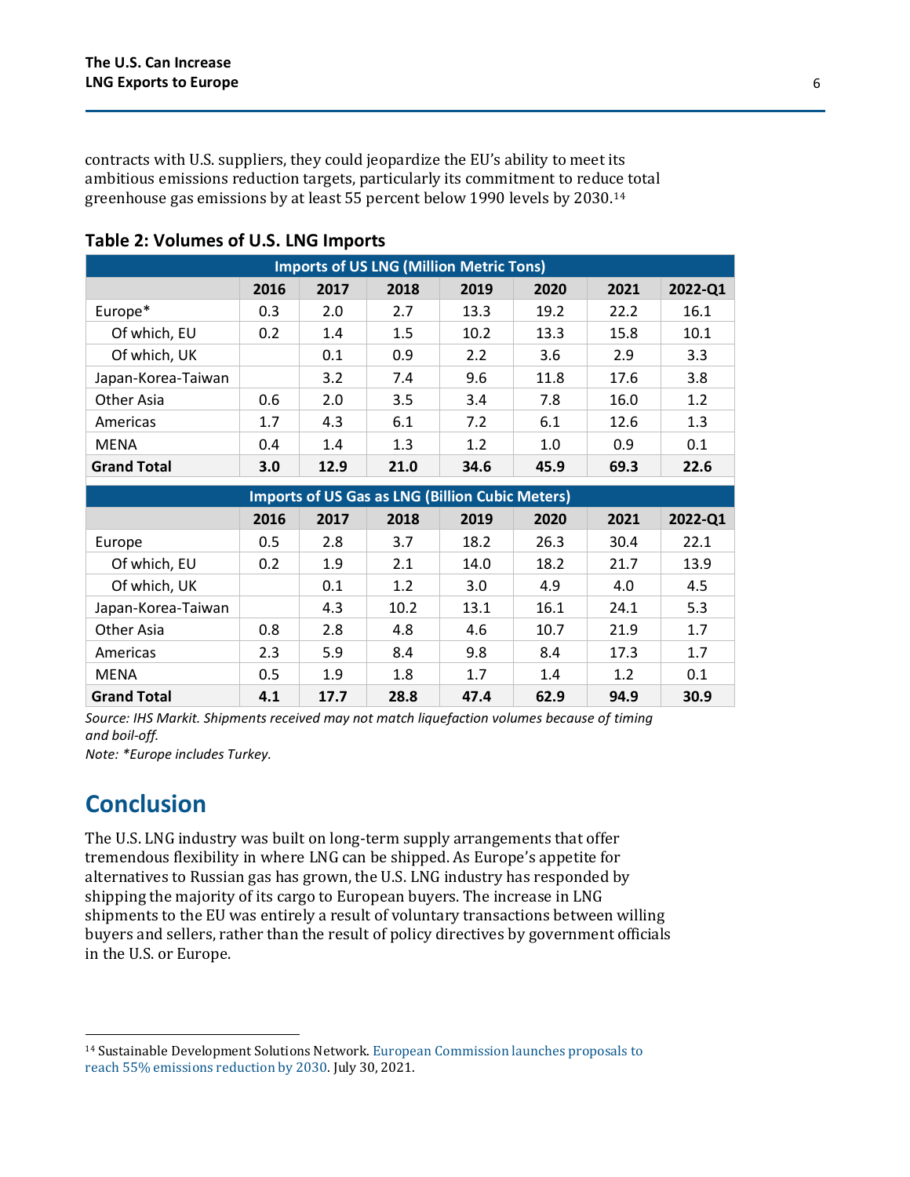contracts with U.S. suppliers, they could jeopardize the EU's ability to meet its ambitious emissions reduction targets, particularly its commitment to reduce total greenhouse gas emissions by at least 55 percent below 1990 levels by 2030.[14]

**Table 2: Volumes of U.S. LNG Imports**

| Imports of US LNG (Million Metric Tons) | | | | | | | |
|---|---|---|---|---|---|---|---|
| | 2016 | 2017 | 2018 | 2019 | 2020 | 2021 | 2022-Q1 |
| Europe* | 0.3 | 2.0 | 2.7 | 13.3 | 19.2 | 22.2 | 16.1 |
| Of which, EU | 0.2 | 1.4 | 1.5 | 10.2 | 13.3 | 15.8 | 10.1 |
| Of which, UK | | 0.1 | 0.9 | 2.2 | 3.6 | 2.9 | 3.3 |
| Japan-Korea-Taiwan | | 3.2 | 7.4 | 9.6 | 11.8 | 17.6 | 3.8 |
| Other Asia | 0.6 | 2.0 | 3.5 | 3.4 | 7.8 | 16.0 | 1.2 |
| Americas | 1.7 | 4.3 | 6.1 | 7.2 | 6.1 | 12.6 | 1.3 |
| MENA | 0.4 | 1.4 | 1.3 | 1.2 | 1.0 | 0.9 | 0.1 |
| **Grand Total** | **3.0** | **12.9** | **21.0** | **34.6** | **45.9** | **69.3** | **22.6** |
| **Imports of US Gas as LNG (Billion Cubic Meters)** | | | | | | | |
| | 2016 | 2017 | 2018 | 2019 | 2020 | 2021 | 2022-Q1 |
| Europe | 0.5 | 2.8 | 3.7 | 18.2 | 26.3 | 30.4 | 22.1 |
| Of which, EU | 0.2 | 1.9 | 2.1 | 14.0 | 18.2 | 21.7 | 13.9 |
| Of which, UK | | 0.1 | 1.2 | 3.0 | 4.9 | 4.0 | 4.5 |
| Japan-Korea-Taiwan | | 4.3 | 10.2 | 13.1 | 16.1 | 24.1 | 5.3 |
| Other Asia | 0.8 | 2.8 | 4.8 | 4.6 | 10.7 | 21.9 | 1.7 |
| Americas | 2.3 | 5.9 | 8.4 | 9.8 | 8.4 | 17.3 | 1.7 |
| MENA | 0.5 | 1.9 | 1.8 | 1.7 | 1.4 | 1.2 | 0.1 |
| **Grand Total** | **4.1** | **17.7** | **28.8** | **47.4** | **62.9** | **94.9** | **30.9** |

*Source: IHS Markit. Shipments received may not match liquefaction volumes because of timing and boil-off.*

*Note: *Europe includes Turkey.*

## Conclusion

The U.S. LNG industry was built on long-term supply arrangements that offer tremendous flexibility in where LNG can be shipped. As Europe's appetite for alternatives to Russian gas has grown, the U.S. LNG industry has responded by shipping the majority of its cargo to European buyers. The increase in LNG shipments to the EU was entirely a result of voluntary transactions between willing buyers and sellers, rather than the result of policy directives by government officials in the U.S. or Europe.

[14] Sustainable Development Solutions Network. European Commission launches proposals to reach 55% emissions reduction by 2030. July 30, 2021.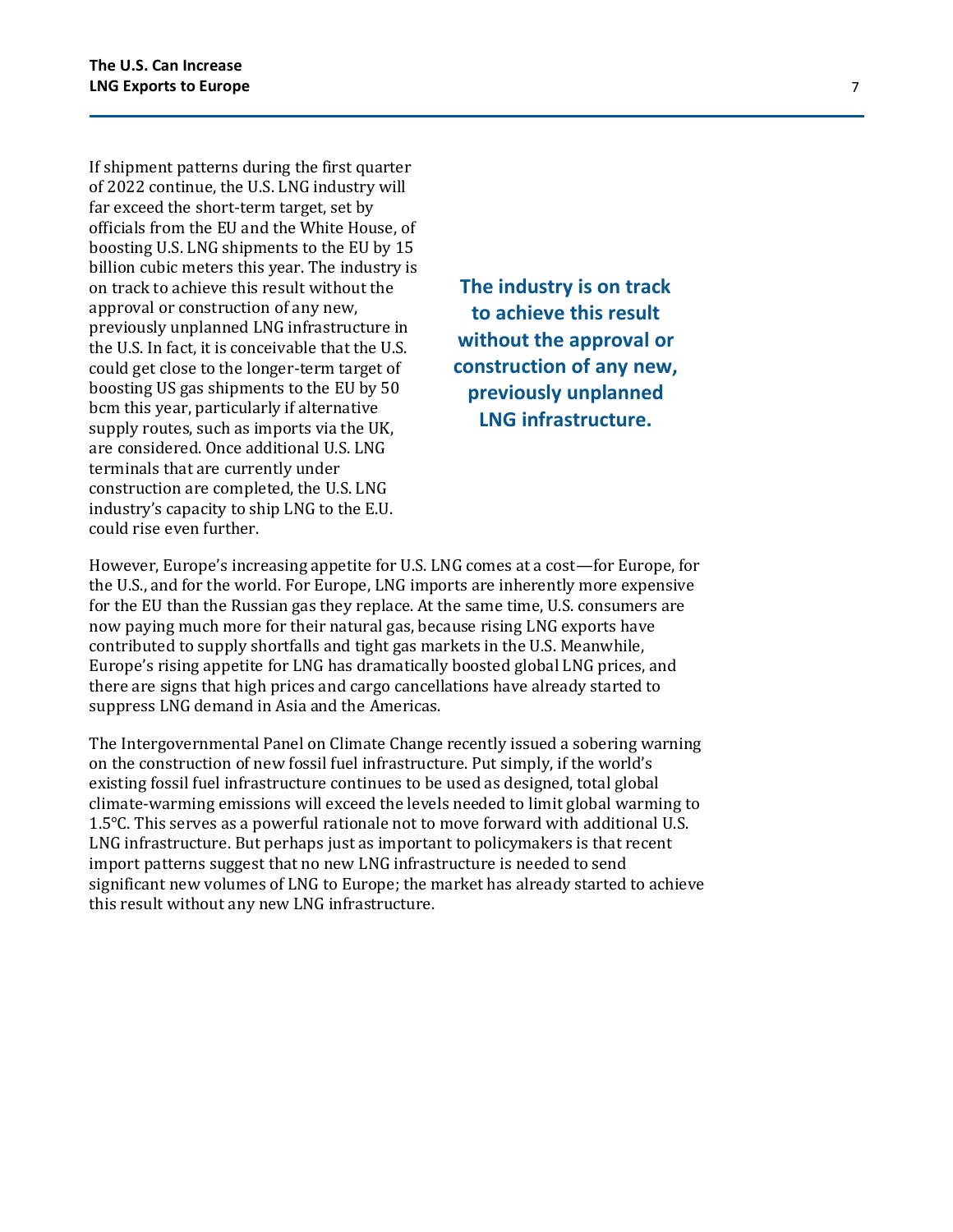If shipment patterns during the first quarter of 2022 continue, the U.S. LNG industry will far exceed the short-term target, set by officials from the EU and the White House, of boosting U.S. LNG shipments to the EU by 15 billion cubic meters this year. The industry is on track to achieve this result without the approval or construction of any new, previously unplanned LNG infrastructure in the U.S. In fact, it is conceivable that the U.S. could get close to the longer-term target of boosting US gas shipments to the EU by 50 bcm this year, particularly if alternative supply routes, such as imports via the UK, are considered. Once additional U.S. LNG terminals that are currently under construction are completed, the U.S. LNG industry's capacity to ship LNG to the E.U. could rise even further.

**The industry is on track to achieve this result without the approval or construction of any new, previously unplanned LNG infrastructure.**

However, Europe's increasing appetite for U.S. LNG comes at a cost—for Europe, for the U.S., and for the world. For Europe, LNG imports are inherently more expensive for the EU than the Russian gas they replace. At the same time, U.S. consumers are now paying much more for their natural gas, because rising LNG exports have contributed to supply shortfalls and tight gas markets in the U.S. Meanwhile, Europe's rising appetite for LNG has dramatically boosted global LNG prices, and there are signs that high prices and cargo cancellations have already started to suppress LNG demand in Asia and the Americas.

The Intergovernmental Panel on Climate Change recently issued a sobering warning on the construction of new fossil fuel infrastructure. Put simply, if the world's existing fossil fuel infrastructure continues to be used as designed, total global climate-warming emissions will exceed the levels needed to limit global warming to 1.5°C. This serves as a powerful rationale not to move forward with additional U.S. LNG infrastructure. But perhaps just as important to policymakers is that recent import patterns suggest that no new LNG infrastructure is needed to send significant new volumes of LNG to Europe; the market has already started to achieve this result without any new LNG infrastructure.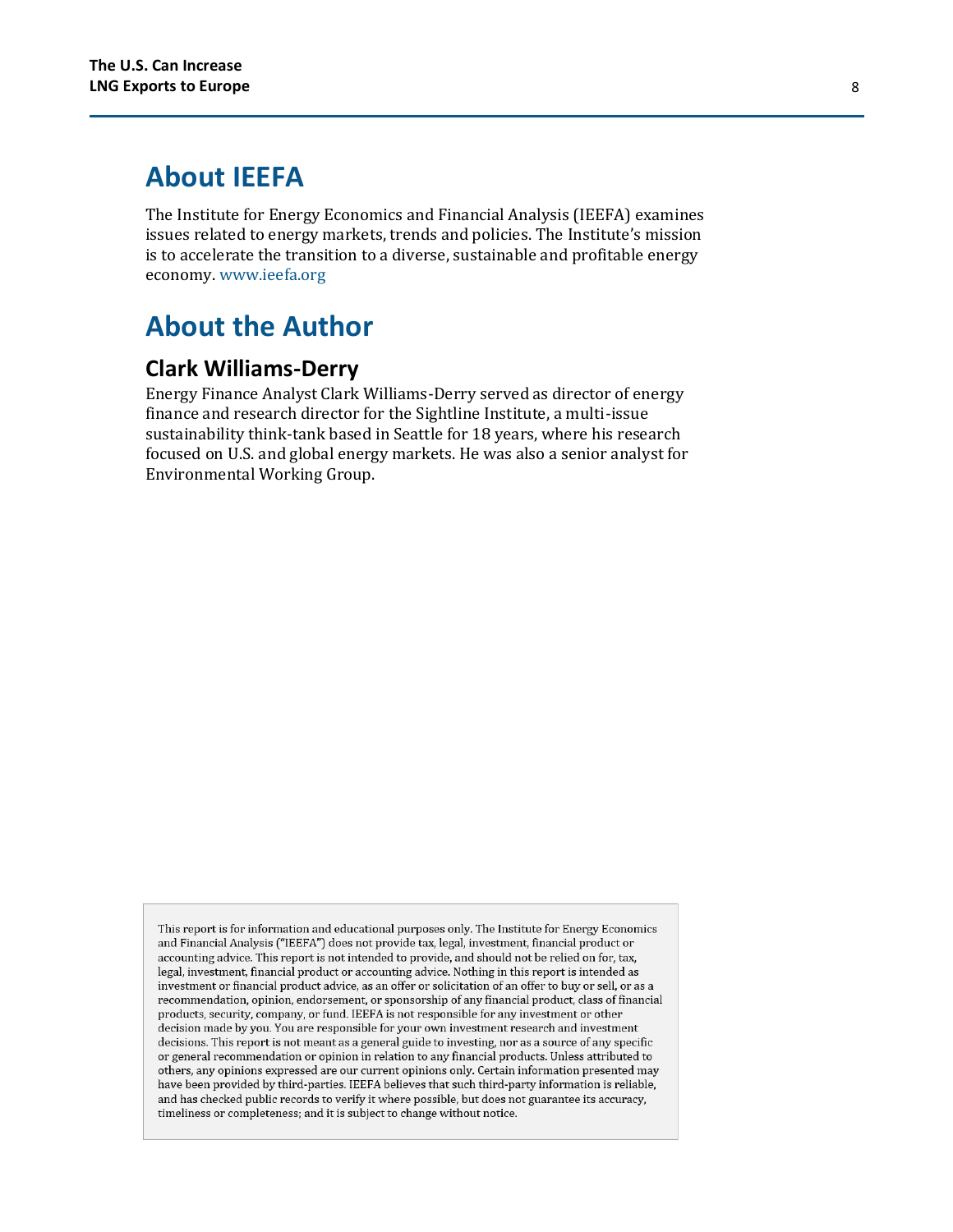# About IEEFA

The Institute for Energy Economics and Financial Analysis (IEEFA) examines issues related to energy markets, trends and policies. The Institute's mission is to accelerate the transition to a diverse, sustainable and profitable energy economy. www.ieefa.org

# About the Author

## Clark Williams-Derry

Energy Finance Analyst Clark Williams-Derry served as director of energy finance and research director for the Sightline Institute, a multi-issue sustainability think-tank based in Seattle for 18 years, where his research focused on U.S. and global energy markets. He was also a senior analyst for Environmental Working Group.

This report is for information and educational purposes only. The Institute for Energy Economics and Financial Analysis ("IEEFA") does not provide tax, legal, investment, financial product or accounting advice. This report is not intended to provide, and should not be relied on for, tax, legal, investment, financial product or accounting advice. Nothing in this report is intended as investment or financial product advice, as an offer or solicitation of an offer to buy or sell, or as a recommendation, opinion, endorsement, or sponsorship of any financial product, class of financial products, security, company, or fund. IEEFA is not responsible for any investment or other decision made by you. You are responsible for your own investment research and investment decisions. This report is not meant as a general guide to investing, nor as a source of any specific or general recommendation or opinion in relation to any financial products. Unless attributed to others, any opinions expressed are our current opinions only. Certain information presented may have been provided by third-parties. IEEFA believes that such third-party information is reliable, and has checked public records to verify it where possible, but does not guarantee its accuracy, timeliness or completeness; and it is subject to change without notice.